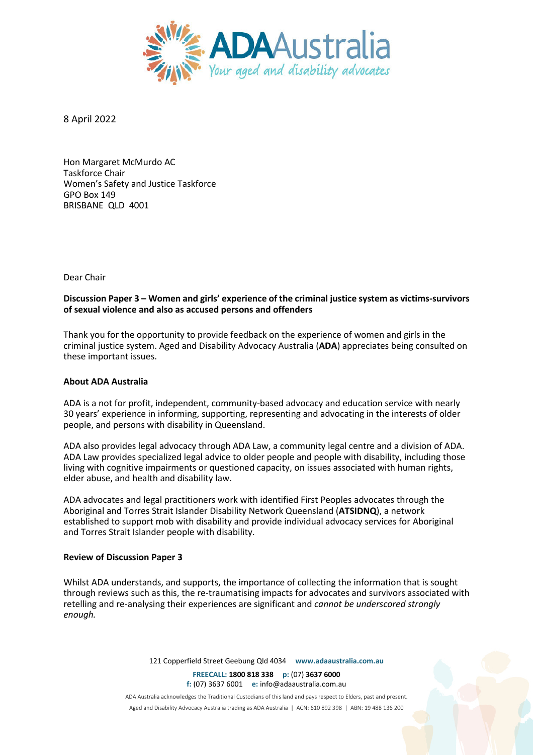8 April 2022

Hon Margaret McMurdo AC
Taskforce Chair
Women's Safety and Justice Taskforce
GPO Box 149
BRISBANE QLD 4001

Dear Chair

**Discussion Paper 3 – Women and girls' experience of the criminal justice system as victims-survivors of sexual violence and also as accused persons and offenders**

Thank you for the opportunity to provide feedback on the experience of women and girls in the criminal justice system. Aged and Disability Advocacy Australia (**ADA**) appreciates being consulted on these important issues.

**About ADA Australia**

ADA is a not for profit, independent, community-based advocacy and education service with nearly 30 years' experience in informing, supporting, representing and advocating in the interests of older people, and persons with disability in Queensland.

ADA also provides legal advocacy through ADA Law, a community legal centre and a division of ADA. ADA Law provides specialized legal advice to older people and people with disability, including those living with cognitive impairments or questioned capacity, on issues associated with human rights, elder abuse, and health and disability law.

ADA advocates and legal practitioners work with identified First Peoples advocates through the Aboriginal and Torres Strait Islander Disability Network Queensland (**ATSIDNQ**), a network established to support mob with disability and provide individual advocacy services for Aboriginal and Torres Strait Islander people with disability.

**Review of Discussion Paper 3**

Whilst ADA understands, and supports, the importance of collecting the information that is sought through reviews such as this, the re-traumatising impacts for advocates and survivors associated with retelling and re-analysing their experiences are significant and *cannot be underscored strongly enough.*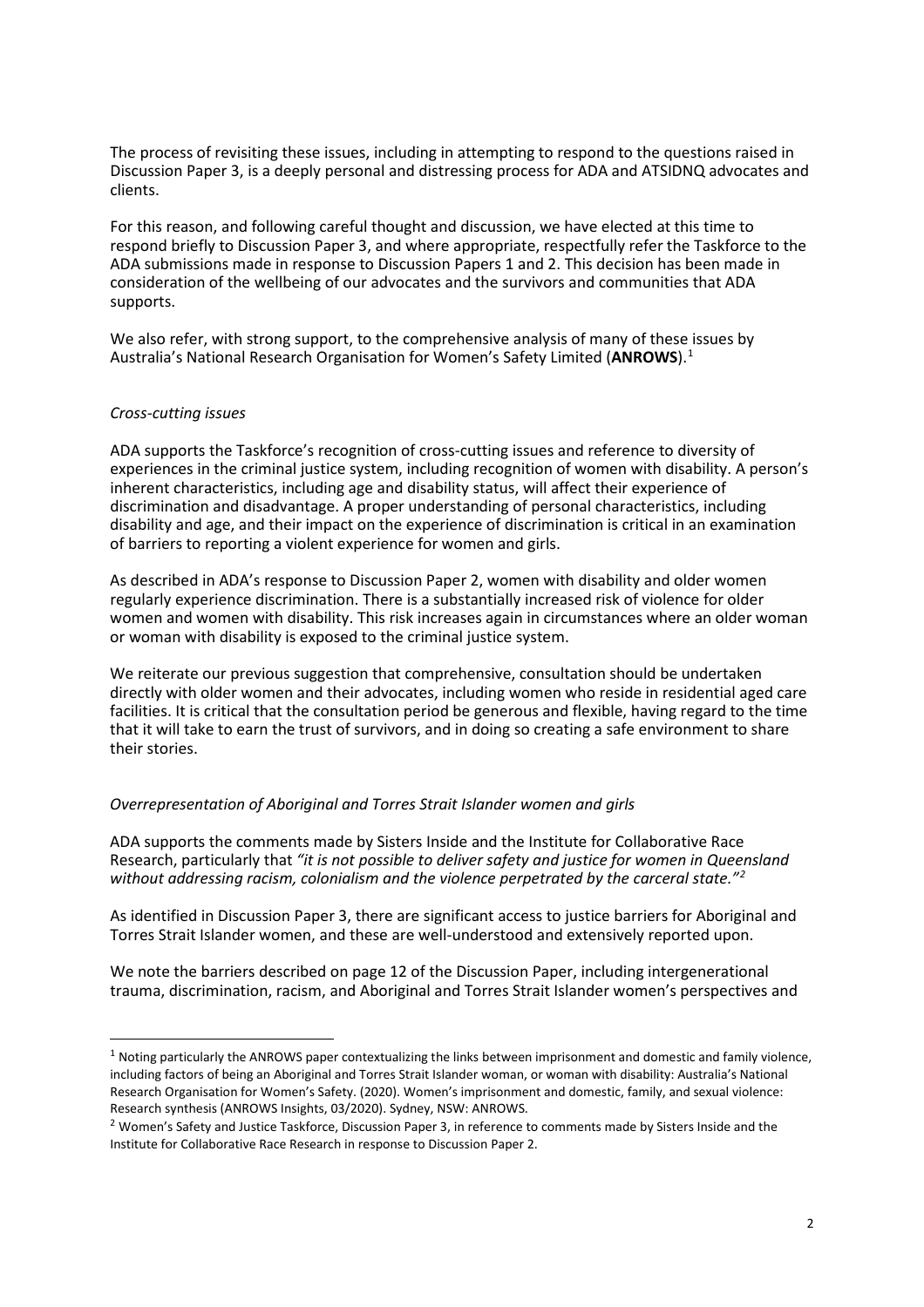The process of revisiting these issues, including in attempting to respond to the questions raised in Discussion Paper 3, is a deeply personal and distressing process for ADA and ATSIDNQ advocates and clients.

For this reason, and following careful thought and discussion, we have elected at this time to respond briefly to Discussion Paper 3, and where appropriate, respectfully refer the Taskforce to the ADA submissions made in response to Discussion Papers 1 and 2. This decision has been made in consideration of the wellbeing of our advocates and the survivors and communities that ADA supports.

We also refer, with strong support, to the comprehensive analysis of many of these issues by Australia's National Research Organisation for Women's Safety Limited (**ANROWS**).[1]

*Cross-cutting issues*

ADA supports the Taskforce's recognition of cross-cutting issues and reference to diversity of experiences in the criminal justice system, including recognition of women with disability. A person's inherent characteristics, including age and disability status, will affect their experience of discrimination and disadvantage. A proper understanding of personal characteristics, including disability and age, and their impact on the experience of discrimination is critical in an examination of barriers to reporting a violent experience for women and girls.

As described in ADA's response to Discussion Paper 2, women with disability and older women regularly experience discrimination. There is a substantially increased risk of violence for older women and women with disability. This risk increases again in circumstances where an older woman or woman with disability is exposed to the criminal justice system.

We reiterate our previous suggestion that comprehensive, consultation should be undertaken directly with older women and their advocates, including women who reside in residential aged care facilities. It is critical that the consultation period be generous and flexible, having regard to the time that it will take to earn the trust of survivors, and in doing so creating a safe environment to share their stories.

*Overrepresentation of Aboriginal and Torres Strait Islander women and girls*

ADA supports the comments made by Sisters Inside and the Institute for Collaborative Race Research, particularly that *"it is not possible to deliver safety and justice for women in Queensland without addressing racism, colonialism and the violence perpetrated by the carceral state."*[2]

As identified in Discussion Paper 3, there are significant access to justice barriers for Aboriginal and Torres Strait Islander women, and these are well-understood and extensively reported upon.

We note the barriers described on page 12 of the Discussion Paper, including intergenerational trauma, discrimination, racism, and Aboriginal and Torres Strait Islander women's perspectives and

---

[1] Noting particularly the ANROWS paper contextualizing the links between imprisonment and domestic and family violence, including factors of being an Aboriginal and Torres Strait Islander woman, or woman with disability: Australia's National Research Organisation for Women's Safety. (2020). Women's imprisonment and domestic, family, and sexual violence: Research synthesis (ANROWS Insights, 03/2020). Sydney, NSW: ANROWS.

[2] Women's Safety and Justice Taskforce, Discussion Paper 3, in reference to comments made by Sisters Inside and the Institute for Collaborative Race Research in response to Discussion Paper 2.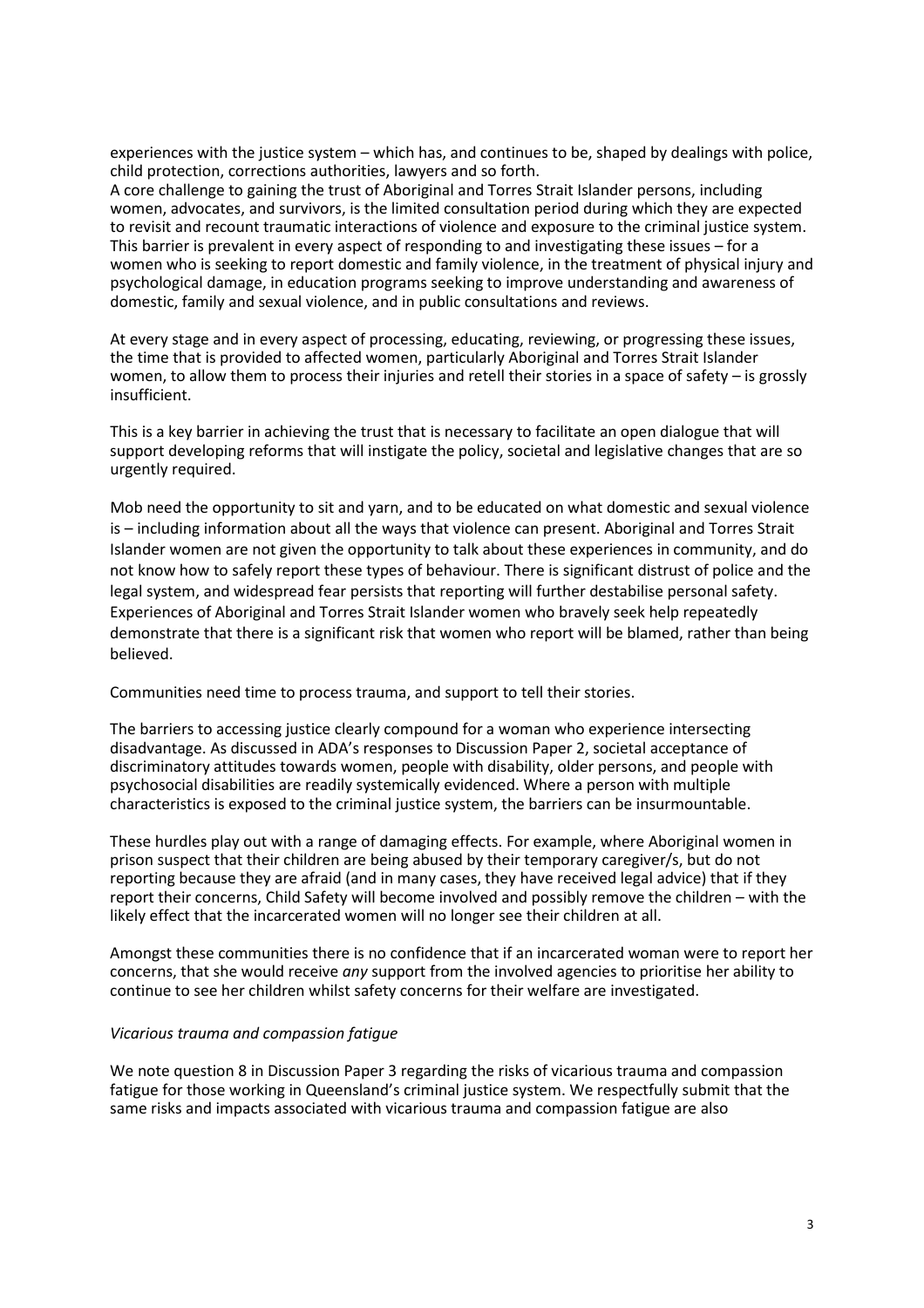experiences with the justice system – which has, and continues to be, shaped by dealings with police, child protection, corrections authorities, lawyers and so forth.
A core challenge to gaining the trust of Aboriginal and Torres Strait Islander persons, including women, advocates, and survivors, is the limited consultation period during which they are expected to revisit and recount traumatic interactions of violence and exposure to the criminal justice system. This barrier is prevalent in every aspect of responding to and investigating these issues – for a women who is seeking to report domestic and family violence, in the treatment of physical injury and psychological damage, in education programs seeking to improve understanding and awareness of domestic, family and sexual violence, and in public consultations and reviews.

At every stage and in every aspect of processing, educating, reviewing, or progressing these issues, the time that is provided to affected women, particularly Aboriginal and Torres Strait Islander women, to allow them to process their injuries and retell their stories in a space of safety – is grossly insufficient.

This is a key barrier in achieving the trust that is necessary to facilitate an open dialogue that will support developing reforms that will instigate the policy, societal and legislative changes that are so urgently required.

Mob need the opportunity to sit and yarn, and to be educated on what domestic and sexual violence is – including information about all the ways that violence can present. Aboriginal and Torres Strait Islander women are not given the opportunity to talk about these experiences in community, and do not know how to safely report these types of behaviour. There is significant distrust of police and the legal system, and widespread fear persists that reporting will further destabilise personal safety. Experiences of Aboriginal and Torres Strait Islander women who bravely seek help repeatedly demonstrate that there is a significant risk that women who report will be blamed, rather than being believed.

Communities need time to process trauma, and support to tell their stories.

The barriers to accessing justice clearly compound for a woman who experience intersecting disadvantage. As discussed in ADA's responses to Discussion Paper 2, societal acceptance of discriminatory attitudes towards women, people with disability, older persons, and people with psychosocial disabilities are readily systemically evidenced. Where a person with multiple characteristics is exposed to the criminal justice system, the barriers can be insurmountable.

These hurdles play out with a range of damaging effects. For example, where Aboriginal women in prison suspect that their children are being abused by their temporary caregiver/s, but do not reporting because they are afraid (and in many cases, they have received legal advice) that if they report their concerns, Child Safety will become involved and possibly remove the children – with the likely effect that the incarcerated women will no longer see their children at all.

Amongst these communities there is no confidence that if an incarcerated woman were to report her concerns, that she would receive *any* support from the involved agencies to prioritise her ability to continue to see her children whilst safety concerns for their welfare are investigated.

*Vicarious trauma and compassion fatigue*

We note question 8 in Discussion Paper 3 regarding the risks of vicarious trauma and compassion fatigue for those working in Queensland's criminal justice system. We respectfully submit that the same risks and impacts associated with vicarious trauma and compassion fatigue are also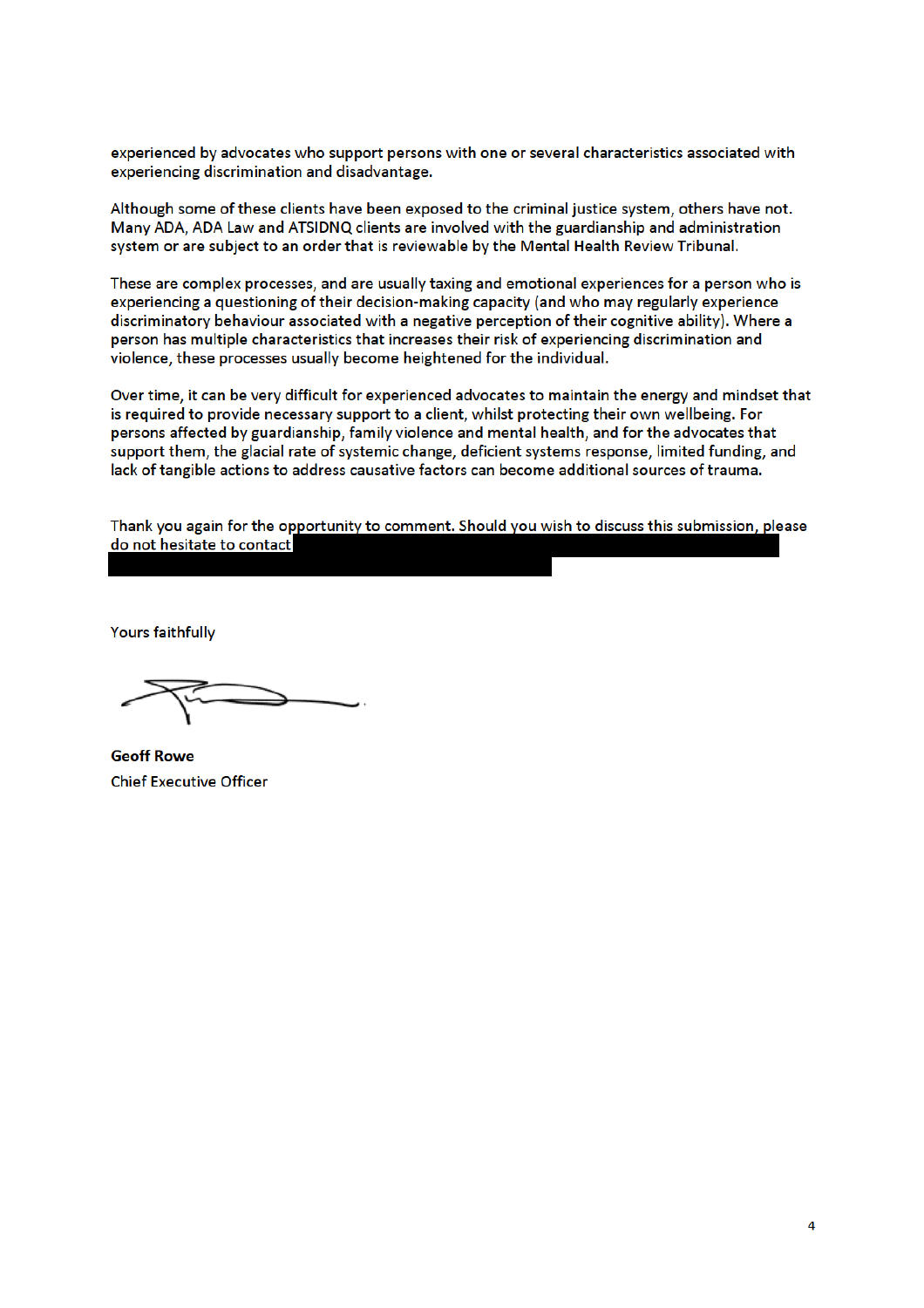experienced by advocates who support persons with one or several characteristics associated with experiencing discrimination and disadvantage.

Although some of these clients have been exposed to the criminal justice system, others have not. Many ADA, ADA Law and ATSIDNQ clients are involved with the guardianship and administration system or are subject to an order that is reviewable by the Mental Health Review Tribunal.

These are complex processes, and are usually taxing and emotional experiences for a person who is experiencing a questioning of their decision-making capacity (and who may regularly experience discriminatory behaviour associated with a negative perception of their cognitive ability). Where a person has multiple characteristics that increases their risk of experiencing discrimination and violence, these processes usually become heightened for the individual.

Over time, it can be very difficult for experienced advocates to maintain the energy and mindset that is required to provide necessary support to a client, whilst protecting their own wellbeing. For persons affected by guardianship, family violence and mental health, and for the advocates that support them, the glacial rate of systemic change, deficient systems response, limited funding, and lack of tangible actions to address causative factors can become additional sources of trauma.

Thank you again for the opportunity to comment. Should you wish to discuss this submission, please do not hesitate to contact [REDACTED]

Yours faithfully

**Geoff Rowe**
Chief Executive Officer